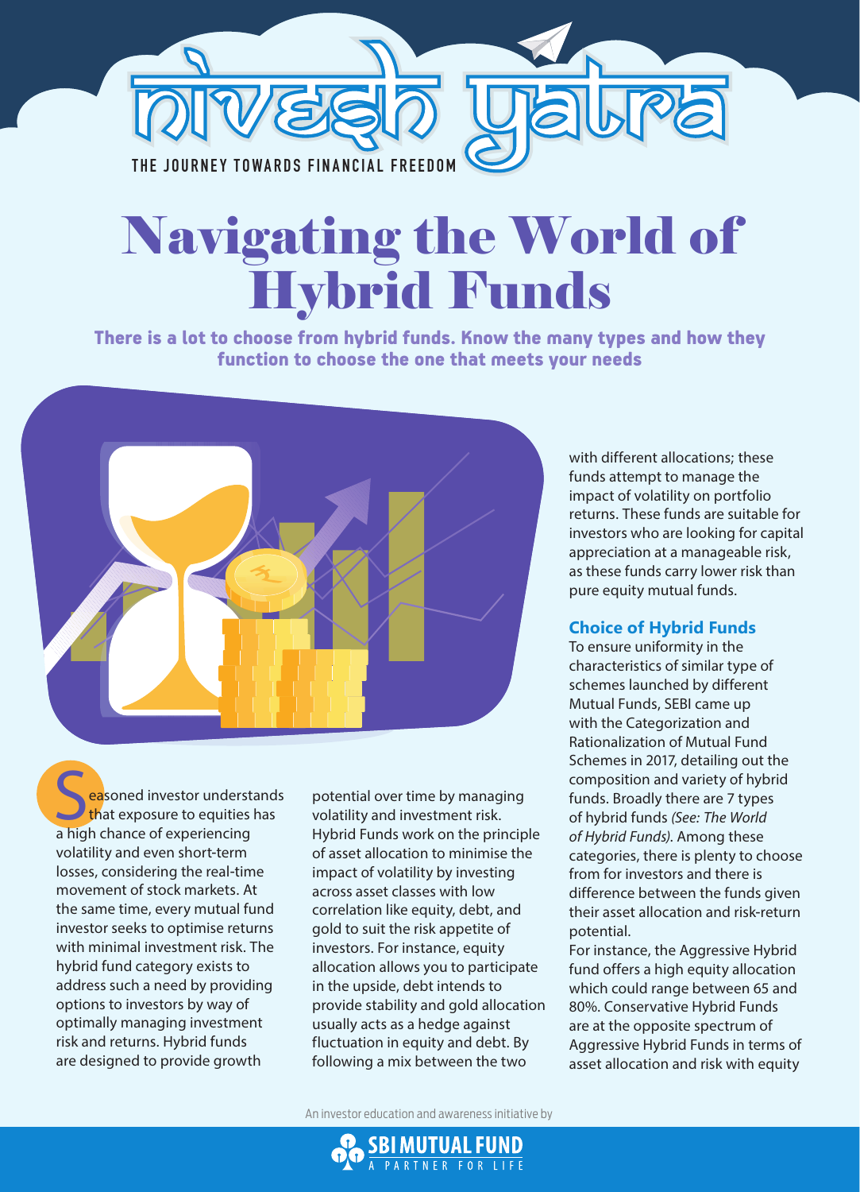# nivesh yatra

THE JOURNEY TOWARDS FINANCIAL FREEDOM

# Navigating the World of Hybrid Funds

**There is a lot to choose from hybrid funds. Know the many types and how they function to choose the one that meets your needs**

Seasoned investor understands that exposure to equities has a high chance of experiencing volatility and even short-term losses, considering the real-time movement of stock markets. At the same time, every mutual fund investor seeks to optimise returns with minimal investment risk. The hybrid fund category exists to address such a need by providing options to investors by way of optimally managing investment risk and returns. Hybrid funds are designed to provide growth potential over time by managing volatility and investment risk. Hybrid Funds work on the principle of asset allocation to minimise the impact of volatility by investing across asset classes with low correlation like equity, debt, and gold to suit the risk appetite of investors. For instance, equity allocation allows you to participate in the upside, debt intends to provide stability and gold allocation usually acts as a hedge against fluctuation in equity and debt. By following a mix between the two with different allocations; these funds attempt to manage the impact of volatility on portfolio returns. These funds are suitable for investors who are looking for capital appreciation at a manageable risk, as these funds carry lower risk than pure equity mutual funds.

## Choice of Hybrid Funds

To ensure uniformity in the characteristics of similar type of schemes launched by different Mutual Funds, SEBI came up with the Categorization and Rationalization of Mutual Fund Schemes in 2017, detailing out the composition and variety of hybrid funds. Broadly there are 7 types of hybrid funds *(See: The World of Hybrid Funds)*. Among these categories, there is plenty to choose from for investors and there is difference between the funds given their asset allocation and risk-return potential.

For instance, the Aggressive Hybrid fund offers a high equity allocation which could range between 65 and 80%. Conservative Hybrid Funds are at the opposite spectrum of Aggressive Hybrid Funds in terms of asset allocation and risk with equity

An investor education and awareness initiative by

SBI MUTUAL FUND
A PARTNER FOR LIFE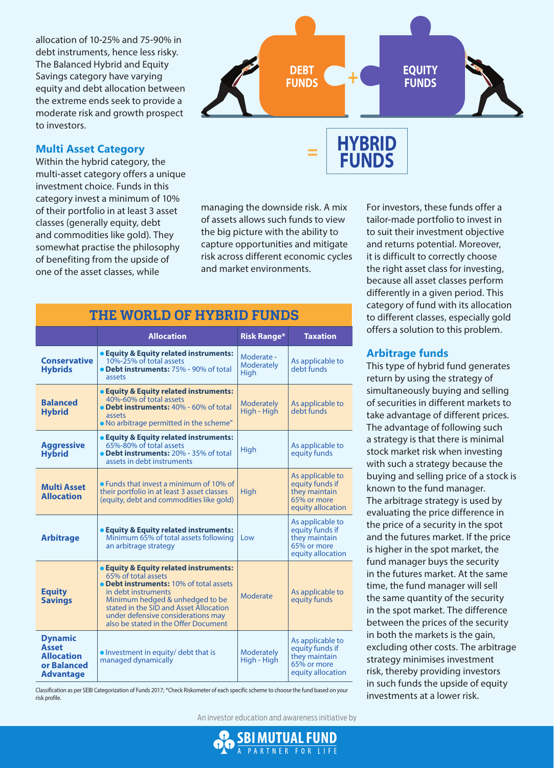allocation of 10-25% and 75-90% in debt instruments, hence less risky. The Balanced Hybrid and Equity Savings category have varying equity and debt allocation between the extreme ends seek to provide a moderate risk and growth prospect to investors.

DEBT FUNDS + EQUITY FUNDS = HYBRID FUNDS

### Multi Asset Category

Within the hybrid category, the multi-asset category offers a unique investment choice. Funds in this category invest a minimum of 10% of their portfolio in at least 3 asset classes (generally equity, debt and commodities like gold). They somewhat practise the philosophy of benefiting from the upside of one of the asset classes, while managing the downside risk. A mix of assets allows such funds to view the big picture with the ability to capture opportunities and mitigate risk across different economic cycles and market environments.

For investors, these funds offer a tailor-made portfolio to invest in to suit their investment objective and returns potential. Moreover, it is difficult to correctly choose the right asset class for investing, because all asset classes perform differently in a given period. This category of fund with its allocation to different classes, especially gold offers a solution to this problem.

### THE WORLD OF HYBRID FUNDS

| | Allocation | Risk Range* | Taxation |
|---|---|---|---|
| **Conservative Hybrids** | • **Equity & Equity related instruments:** 10%-25% of total assets<br>• **Debt instruments:** 75% - 90% of total assets | Moderate - Moderately High | As applicable to debt funds |
| **Balanced Hybrid** | • **Equity & Equity related instruments:** 40%-60% of total assets<br>• **Debt instruments:** 40% - 60% of total assets<br>• No arbitrage permitted in the scheme" | Moderately High - High | As applicable to debt funds |
| **Aggressive Hybrid** | • **Equity & Equity related instruments:** 65%-80% of total assets<br>• **Debt instruments:** 20% - 35% of total assets in debt instruments | High | As applicable to equity funds |
| **Multi Asset Allocation** | • Funds that invest a minimum of 10% of their portfolio in at least 3 asset classes (equity, debt and commodities like gold) | High | As applicable to equity funds if they maintain 65% or more equity allocation |
| **Arbitrage** | • **Equity & Equity related instruments:** Minimum 65% of total assets following an arbitrage strategy | Low | As applicable to equity funds if they maintain 65% or more equity allocation |
| **Equity Savings** | • **Equity & Equity related instruments:** 65% of total assets<br>• **Debt instruments:** 10% of total assets in debt instruments<br>Minimum hedged & unhedged to be stated in the SID and Asset Allocation under defensive considerations may also be stated in the Offer Document | Moderate | As applicable to equity funds |
| **Dynamic Asset Allocation or Balanced Advantage** | • Investment in equity/ debt that is managed dynamically | Moderately High - High | As applicable to equity funds if they maintain 65% or more equity allocation |

Classification as per SEBI Categorization of Funds 2017; *Check Riskometer of each specific scheme to choose the fund based on your risk profile.

### Arbitrage funds

This type of hybrid fund generates return by using the strategy of simultaneously buying and selling of securities in different markets to take advantage of different prices. The advantage of following such a strategy is that there is minimal stock market risk when investing with such a strategy because the buying and selling price of a stock is known to the fund manager.

The arbitrage strategy is used by evaluating the price difference in the price of a security in the spot and the futures market. If the price is higher in the spot market, the fund manager buys the security in the futures market. At the same time, the fund manager will sell the same quantity of the security in the spot market. The difference between the prices of the security in both the markets is the gain, excluding other costs. The arbitrage strategy minimises investment risk, thereby providing investors in such funds the upside of equity investments at a lower risk.

An investor education and awareness initiative by

SBI MUTUAL FUND
A PARTNER FOR LIFE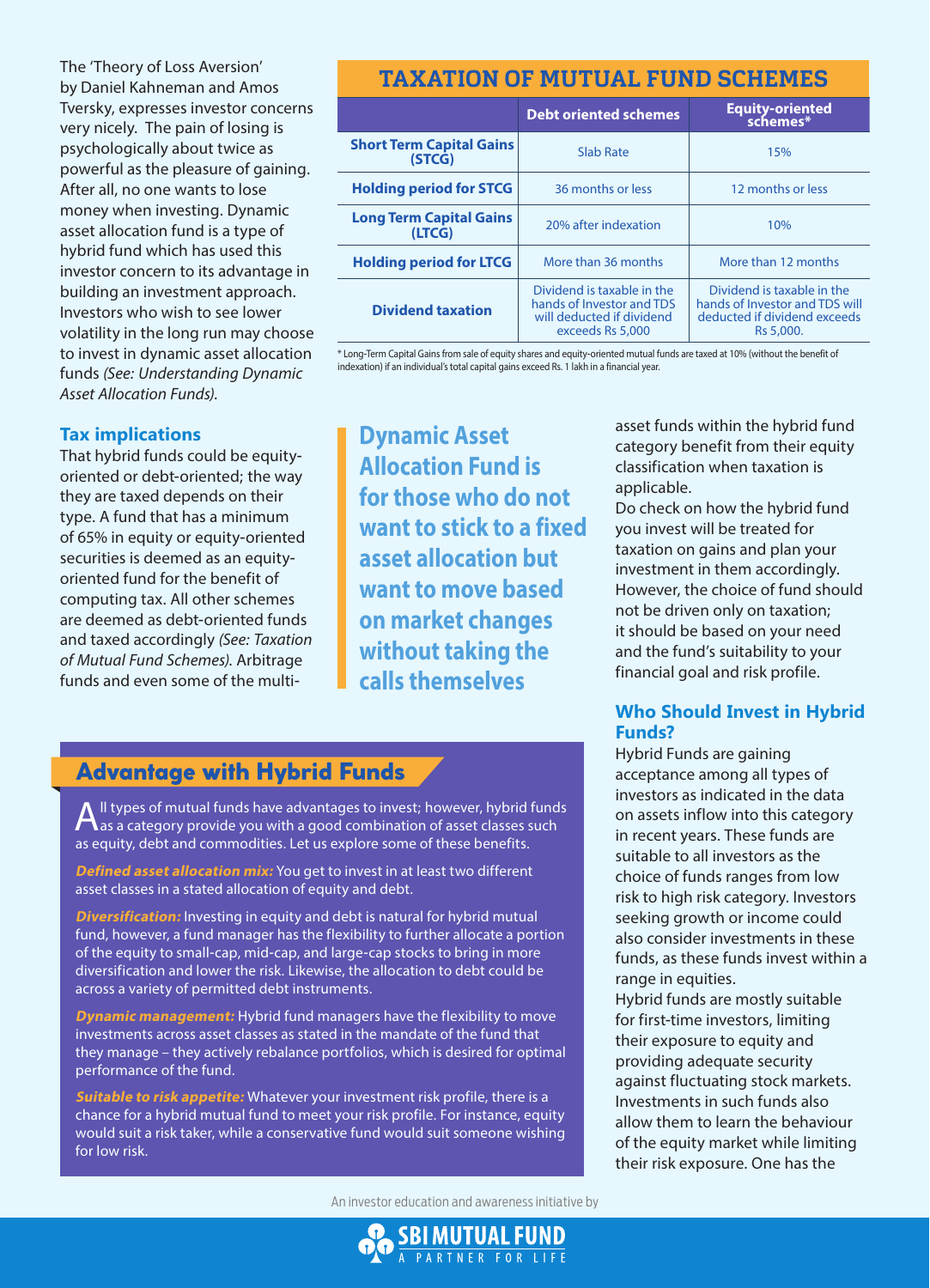The 'Theory of Loss Aversion' by Daniel Kahneman and Amos Tversky, expresses investor concerns very nicely. The pain of losing is psychologically about twice as powerful as the pleasure of gaining. After all, no one wants to lose money when investing. Dynamic asset allocation fund is a type of hybrid fund which has used this investor concern to its advantage in building an investment approach. Investors who wish to see lower volatility in the long run may choose to invest in dynamic asset allocation funds *(See: Understanding Dynamic Asset Allocation Funds)*.

## TAXATION OF MUTUAL FUND SCHEMES

| | Debt oriented schemes | Equity-oriented schemes* |
|---|---|---|
| **Short Term Capital Gains (STCG)** | Slab Rate | 15% |
| **Holding period for STCG** | 36 months or less | 12 months or less |
| **Long Term Capital Gains (LTCG)** | 20% after indexation | 10% |
| **Holding period for LTCG** | More than 36 months | More than 12 months |
| **Dividend taxation** | Dividend is taxable in the hands of Investor and TDS will deducted if dividend exceeds Rs 5,000 | Dividend is taxable in the hands of Investor and TDS will deducted if dividend exceeds Rs 5,000. |

* Long-Term Capital Gains from sale of equity shares and equity-oriented mutual funds are taxed at 10% (without the benefit of indexation) if an individual's total capital gains exceed Rs. 1 lakh in a financial year.

### Tax implications

That hybrid funds could be equity-oriented or debt-oriented; the way they are taxed depends on their type. A fund that has a minimum of 65% in equity or equity-oriented securities is deemed as an equity-oriented fund for the benefit of computing tax. All other schemes are deemed as debt-oriented funds and taxed accordingly *(See: Taxation of Mutual Fund Schemes)*. Arbitrage funds and even some of the multi-asset funds within the hybrid fund category benefit from their equity classification when taxation is applicable.

Do check on how the hybrid fund you invest will be treated for taxation on gains and plan your investment in them accordingly. However, the choice of fund should not be driven only on taxation; it should be based on your need and the fund's suitability to your financial goal and risk profile.

> **Dynamic Asset Allocation Fund is for those who do not want to stick to a fixed asset allocation but want to move based on market changes without taking the calls themselves**

### Advantage with Hybrid Funds

All types of mutual funds have advantages to invest; however, hybrid funds as a category provide you with a good combination of asset classes such as equity, debt and commodities. Let us explore some of these benefits.

***Defined asset allocation mix:*** You get to invest in at least two different asset classes in a stated allocation of equity and debt.

***Diversification:*** Investing in equity and debt is natural for hybrid mutual fund, however, a fund manager has the flexibility to further allocate a portion of the equity to small-cap, mid-cap, and large-cap stocks to bring in more diversification and lower the risk. Likewise, the allocation to debt could be across a variety of permitted debt instruments.

***Dynamic management:*** Hybrid fund managers have the flexibility to move investments across asset classes as stated in the mandate of the fund that they manage – they actively rebalance portfolios, which is desired for optimal performance of the fund.

***Suitable to risk appetite:*** Whatever your investment risk profile, there is a chance for a hybrid mutual fund to meet your risk profile. For instance, equity would suit a risk taker, while a conservative fund would suit someone wishing for low risk.

### Who Should Invest in Hybrid Funds?

Hybrid Funds are gaining acceptance among all types of investors as indicated in the data on assets inflow into this category in recent years. These funds are suitable to all investors as the choice of funds ranges from low risk to high risk category. Investors seeking growth or income could also consider investments in these funds, as these funds invest within a range in equities.

Hybrid funds are mostly suitable for first-time investors, limiting their exposure to equity and providing adequate security against fluctuating stock markets. Investments in such funds also allow them to learn the behaviour of the equity market while limiting their risk exposure. One has the

An investor education and awareness initiative by

SBI MUTUAL FUND
A PARTNER FOR LIFE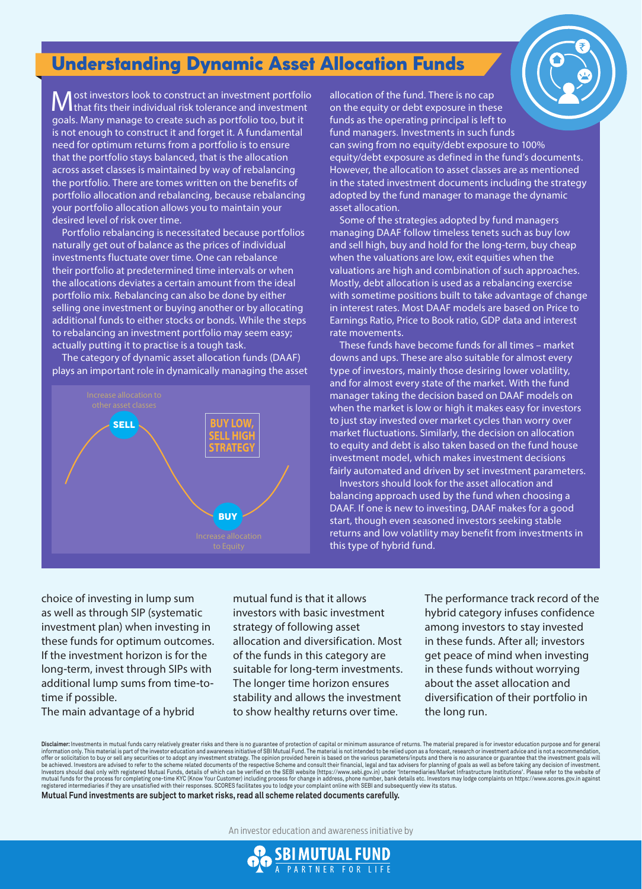# Understanding Dynamic Asset Allocation Funds

Most investors look to construct an investment portfolio that fits their individual risk tolerance and investment goals. Many manage to create such as portfolio too, but it is not enough to construct it and forget it. A fundamental need for optimum returns from a portfolio is to ensure that the portfolio stays balanced, that is the allocation across asset classes is maintained by way of rebalancing the portfolio. There are tomes written on the benefits of portfolio allocation and rebalancing, because rebalancing your portfolio allocation allows you to maintain your desired level of risk over time.

Portfolio rebalancing is necessitated because portfolios naturally get out of balance as the prices of individual investments fluctuate over time. One can rebalance their portfolio at predetermined time intervals or when the allocations deviates a certain amount from the ideal portfolio mix. Rebalancing can also be done by either selling one investment or buying another or by allocating additional funds to either stocks or bonds. While the steps to rebalancing an investment portfolio may seem easy; actually putting it to practise is a tough task.

The category of dynamic asset allocation funds (DAAF) plays an important role in dynamically managing the asset allocation of the fund. There is no cap on the equity or debt exposure in these funds as the operating principal is left to fund managers. Investments in such funds can swing from no equity/debt exposure to 100% equity/debt exposure as defined in the fund's documents. However, the allocation to asset classes are as mentioned in the stated investment documents including the strategy adopted by the fund manager to manage the dynamic asset allocation.

Increase allocation to other asset classes

SELL

BUY LOW, SELL HIGH STRATEGY

BUY

Increase allocation to Equity

Some of the strategies adopted by fund managers managing DAAF follow timeless tenets such as buy low and sell high, buy and hold for the long-term, buy cheap when the valuations are low, exit equities when the valuations are high and combination of such approaches. Mostly, debt allocation is used as a rebalancing exercise with sometime positions built to take advantage of change in interest rates. Most DAAF models are based on Price to Earnings Ratio, Price to Book ratio, GDP data and interest rate movements.

These funds have become funds for all times – market downs and ups. These are also suitable for almost every type of investors, mainly those desiring lower volatility, and for almost every state of the market. With the fund manager taking the decision based on DAAF models on when the market is low or high it makes easy for investors to just stay invested over market cycles than worry over market fluctuations. Similarly, the decision on allocation to equity and debt is also taken based on the fund house investment model, which makes investment decisions fairly automated and driven by set investment parameters.

Investors should look for the asset allocation and balancing approach used by the fund when choosing a DAAF. If one is new to investing, DAAF makes for a good start, though even seasoned investors seeking stable returns and low volatility may benefit from investments in this type of hybrid fund.

choice of investing in lump sum as well as through SIP (systematic investment plan) when investing in these funds for optimum outcomes. If the investment horizon is for the long-term, invest through SIPs with additional lump sums from time-to-time if possible.

The main advantage of a hybrid mutual fund is that it allows investors with basic investment strategy of following asset allocation and diversification. Most of the funds in this category are suitable for long-term investments. The longer time horizon ensures stability and allows the investment to show healthy returns over time.

The performance track record of the hybrid category infuses confidence among investors to stay invested in these funds. After all; investors get peace of mind when investing in these funds without worrying about the asset allocation and diversification of their portfolio in the long run.

**Disclaimer:** Investments in mutual funds carry relatively greater risks and there is no guarantee of protection of capital or minimum assurance of returns. The material prepared is for investor education purpose and for general information only. This material is part of the investor education and awareness initiative of SBI Mutual Fund. The material is not intended to be relied upon as a forecast, research or investment advice and is not a recommendation, offer or solicitation to buy or sell any securities or to adopt any investment strategy. The opinion provided herein is based on the various parameters/inputs and there is no assurance or guarantee that the investment goals will be achieved. Investors are advised to refer to the scheme related documents of the respective Scheme and consult their financial, legal and tax advisers for planning of goals as well as before taking any decision of investment. Investors should deal only with registered Mutual Funds, details of which can be verified on the SEBI website (https://www.sebi.gov.in) under 'Intermediaries/Market Infrastructure Institutions'. Please refer to the website of mutual funds for the process for completing one-time KYC (Know Your Customer) including process for change in address, phone number, bank details etc. Investors may lodge complaints on https://www.scores.gov.in against registered intermediaries if they are unsatisfied with their responses. SCORES facilitates you to lodge your complaint online with SEBI and subsequently view its status.

**Mutual Fund investments are subject to market risks, read all scheme related documents carefully.**

An investor education and awareness initiative by

SBI MUTUAL FUND
A PARTNER FOR LIFE